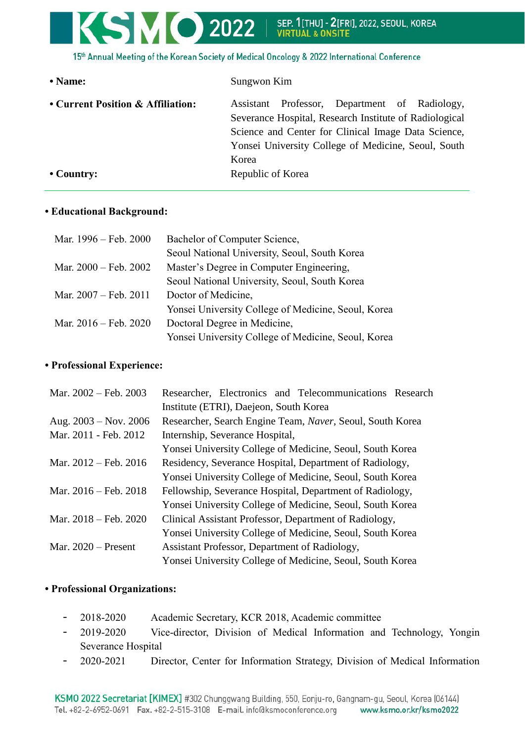- **Name:** Sungwon Kim
- **Current Position & Affiliation:** Assistant Professor, Department of Radiology, Severance Hospital, Research Institute of Radiological Science and Center for Clinical Image Data Science, Yonsei University College of Medicine, Seoul, South Korea
- **Country:** Republic of Korea

---

**• Educational Background:**

| | |
|---|---|
| Mar. 1996 – Feb. 2000 | Bachelor of Computer Science, Seoul National University, Seoul, South Korea |
| Mar. 2000 – Feb. 2002 | Master's Degree in Computer Engineering, Seoul National University, Seoul, South Korea |
| Mar. 2007 – Feb. 2011 | Doctor of Medicine, Yonsei University College of Medicine, Seoul, Korea |
| Mar. 2016 – Feb. 2020 | Doctoral Degree in Medicine, Yonsei University College of Medicine, Seoul, Korea |

**• Professional Experience:**

| | |
|---|---|
| Mar. 2002 – Feb. 2003 | Researcher, Electronics and Telecommunications Research Institute (ETRI), Daejeon, South Korea |
| Aug. 2003 – Nov. 2006 | Researcher, Search Engine Team, *Naver*, Seoul, South Korea |
| Mar. 2011 - Feb. 2012 | Internship, Severance Hospital, Yonsei University College of Medicine, Seoul, South Korea |
| Mar. 2012 – Feb. 2016 | Residency, Severance Hospital, Department of Radiology, Yonsei University College of Medicine, Seoul, South Korea |
| Mar. 2016 – Feb. 2018 | Fellowship, Severance Hospital, Department of Radiology, Yonsei University College of Medicine, Seoul, South Korea |
| Mar. 2018 – Feb. 2020 | Clinical Assistant Professor, Department of Radiology, Yonsei University College of Medicine, Seoul, South Korea |
| Mar. 2020 – Present | Assistant Professor, Department of Radiology, Yonsei University College of Medicine, Seoul, South Korea |

**• Professional Organizations:**

- 2018-2020 Academic Secretary, KCR 2018, Academic committee
- 2019-2020 Vice-director, Division of Medical Information and Technology, Yongin Severance Hospital
- 2020-2021 Director, Center for Information Strategy, Division of Medical Information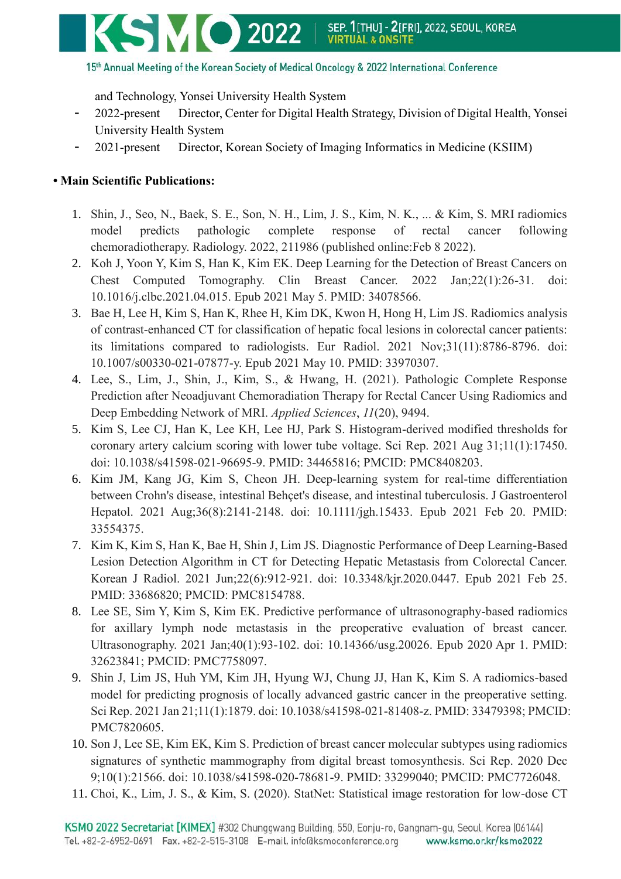and Technology, Yonsei University Health System

- 2022-present Director, Center for Digital Health Strategy, Division of Digital Health, Yonsei University Health System
- 2021-present Director, Korean Society of Imaging Informatics in Medicine (KSIIM)

**• Main Scientific Publications:**

1. Shin, J., Seo, N., Baek, S. E., Son, N. H., Lim, J. S., Kim, N. K., ... & Kim, S. MRI radiomics model predicts pathologic complete response of rectal cancer following chemoradiotherapy. Radiology. 2022, 211986 (published online:Feb 8 2022).
2. Koh J, Yoon Y, Kim S, Han K, Kim EK. Deep Learning for the Detection of Breast Cancers on Chest Computed Tomography. Clin Breast Cancer. 2022 Jan;22(1):26-31. doi: 10.1016/j.clbc.2021.04.015. Epub 2021 May 5. PMID: 34078566.
3. Bae H, Lee H, Kim S, Han K, Rhee H, Kim DK, Kwon H, Hong H, Lim JS. Radiomics analysis of contrast-enhanced CT for classification of hepatic focal lesions in colorectal cancer patients: its limitations compared to radiologists. Eur Radiol. 2021 Nov;31(11):8786-8796. doi: 10.1007/s00330-021-07877-y. Epub 2021 May 10. PMID: 33970307.
4. Lee, S., Lim, J., Shin, J., Kim, S., & Hwang, H. (2021). Pathologic Complete Response Prediction after Neoadjuvant Chemoradiation Therapy for Rectal Cancer Using Radiomics and Deep Embedding Network of MRI. *Applied Sciences*, *11*(20), 9494.
5. Kim S, Lee CJ, Han K, Lee KH, Lee HJ, Park S. Histogram-derived modified thresholds for coronary artery calcium scoring with lower tube voltage. Sci Rep. 2021 Aug 31;11(1):17450. doi: 10.1038/s41598-021-96695-9. PMID: 34465816; PMCID: PMC8408203.
6. Kim JM, Kang JG, Kim S, Cheon JH. Deep-learning system for real-time differentiation between Crohn's disease, intestinal Behçet's disease, and intestinal tuberculosis. J Gastroenterol Hepatol. 2021 Aug;36(8):2141-2148. doi: 10.1111/jgh.15433. Epub 2021 Feb 20. PMID: 33554375.
7. Kim K, Kim S, Han K, Bae H, Shin J, Lim JS. Diagnostic Performance of Deep Learning-Based Lesion Detection Algorithm in CT for Detecting Hepatic Metastasis from Colorectal Cancer. Korean J Radiol. 2021 Jun;22(6):912-921. doi: 10.3348/kjr.2020.0447. Epub 2021 Feb 25. PMID: 33686820; PMCID: PMC8154788.
8. Lee SE, Sim Y, Kim S, Kim EK. Predictive performance of ultrasonography-based radiomics for axillary lymph node metastasis in the preoperative evaluation of breast cancer. Ultrasonography. 2021 Jan;40(1):93-102. doi: 10.14366/usg.20026. Epub 2020 Apr 1. PMID: 32623841; PMCID: PMC7758097.
9. Shin J, Lim JS, Huh YM, Kim JH, Hyung WJ, Chung JJ, Han K, Kim S. A radiomics-based model for predicting prognosis of locally advanced gastric cancer in the preoperative setting. Sci Rep. 2021 Jan 21;11(1):1879. doi: 10.1038/s41598-021-81408-z. PMID: 33479398; PMCID: PMC7820605.
10. Son J, Lee SE, Kim EK, Kim S. Prediction of breast cancer molecular subtypes using radiomics signatures of synthetic mammography from digital breast tomosynthesis. Sci Rep. 2020 Dec 9;10(1):21566. doi: 10.1038/s41598-020-78681-9. PMID: 33299040; PMCID: PMC7726048.
11. Choi, K., Lim, J. S., & Kim, S. (2020). StatNet: Statistical image restoration for low-dose CT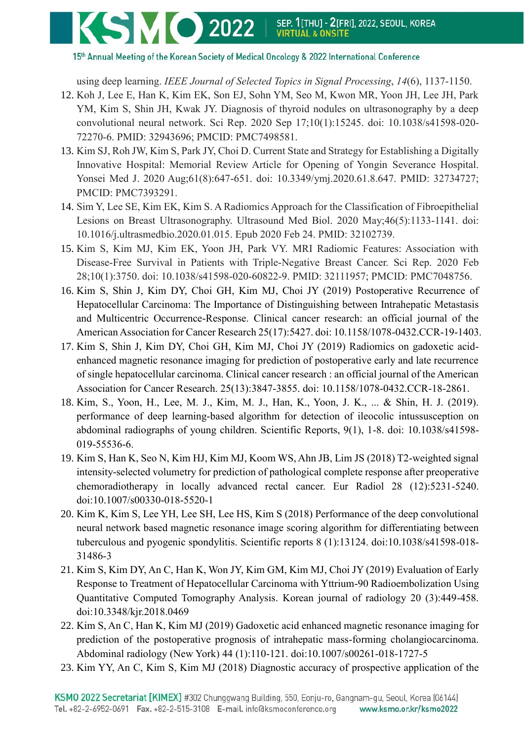using deep learning. *IEEE Journal of Selected Topics in Signal Processing*, *14*(6), 1137-1150.

12. Koh J, Lee E, Han K, Kim EK, Son EJ, Sohn YM, Seo M, Kwon MR, Yoon JH, Lee JH, Park YM, Kim S, Shin JH, Kwak JY. Diagnosis of thyroid nodules on ultrasonography by a deep convolutional neural network. Sci Rep. 2020 Sep 17;10(1):15245. doi: 10.1038/s41598-020-72270-6. PMID: 32943696; PMCID: PMC7498581.
13. Kim SJ, Roh JW, Kim S, Park JY, Choi D. Current State and Strategy for Establishing a Digitally Innovative Hospital: Memorial Review Article for Opening of Yongin Severance Hospital. Yonsei Med J. 2020 Aug;61(8):647-651. doi: 10.3349/ymj.2020.61.8.647. PMID: 32734727; PMCID: PMC7393291.
14. Sim Y, Lee SE, Kim EK, Kim S. A Radiomics Approach for the Classification of Fibroepithelial Lesions on Breast Ultrasonography. Ultrasound Med Biol. 2020 May;46(5):1133-1141. doi: 10.1016/j.ultrasmedbio.2020.01.015. Epub 2020 Feb 24. PMID: 32102739.
15. Kim S, Kim MJ, Kim EK, Yoon JH, Park VY. MRI Radiomic Features: Association with Disease-Free Survival in Patients with Triple-Negative Breast Cancer. Sci Rep. 2020 Feb 28;10(1):3750. doi: 10.1038/s41598-020-60822-9. PMID: 32111957; PMCID: PMC7048756.
16. Kim S, Shin J, Kim DY, Choi GH, Kim MJ, Choi JY (2019) Postoperative Recurrence of Hepatocellular Carcinoma: The Importance of Distinguishing between Intrahepatic Metastasis and Multicentric Occurrence-Response. Clinical cancer research: an official journal of the American Association for Cancer Research 25(17):5427. doi: 10.1158/1078-0432.CCR-19-1403.
17. Kim S, Shin J, Kim DY, Choi GH, Kim MJ, Choi JY (2019) Radiomics on gadoxetic acid-enhanced magnetic resonance imaging for prediction of postoperative early and late recurrence of single hepatocellular carcinoma. Clinical cancer research : an official journal of the American Association for Cancer Research. 25(13):3847-3855. doi: 10.1158/1078-0432.CCR-18-2861.
18. Kim, S., Yoon, H., Lee, M. J., Kim, M. J., Han, K., Yoon, J. K., ... & Shin, H. J. (2019). performance of deep learning-based algorithm for detection of ileocolic intussusception on abdominal radiographs of young children. Scientific Reports, 9(1), 1-8. doi: 10.1038/s41598-019-55536-6.
19. Kim S, Han K, Seo N, Kim HJ, Kim MJ, Koom WS, Ahn JB, Lim JS (2018) T2-weighted signal intensity-selected volumetry for prediction of pathological complete response after preoperative chemoradiotherapy in locally advanced rectal cancer. Eur Radiol 28 (12):5231-5240. doi:10.1007/s00330-018-5520-1
20. Kim K, Kim S, Lee YH, Lee SH, Lee HS, Kim S (2018) Performance of the deep convolutional neural network based magnetic resonance image scoring algorithm for differentiating between tuberculous and pyogenic spondylitis. Scientific reports 8 (1):13124. doi:10.1038/s41598-018-31486-3
21. Kim S, Kim DY, An C, Han K, Won JY, Kim GM, Kim MJ, Choi JY (2019) Evaluation of Early Response to Treatment of Hepatocellular Carcinoma with Yttrium-90 Radioembolization Using Quantitative Computed Tomography Analysis. Korean journal of radiology 20 (3):449-458. doi:10.3348/kjr.2018.0469
22. Kim S, An C, Han K, Kim MJ (2019) Gadoxetic acid enhanced magnetic resonance imaging for prediction of the postoperative prognosis of intrahepatic mass-forming cholangiocarcinoma. Abdominal radiology (New York) 44 (1):110-121. doi:10.1007/s00261-018-1727-5
23. Kim YY, An C, Kim S, Kim MJ (2018) Diagnostic accuracy of prospective application of the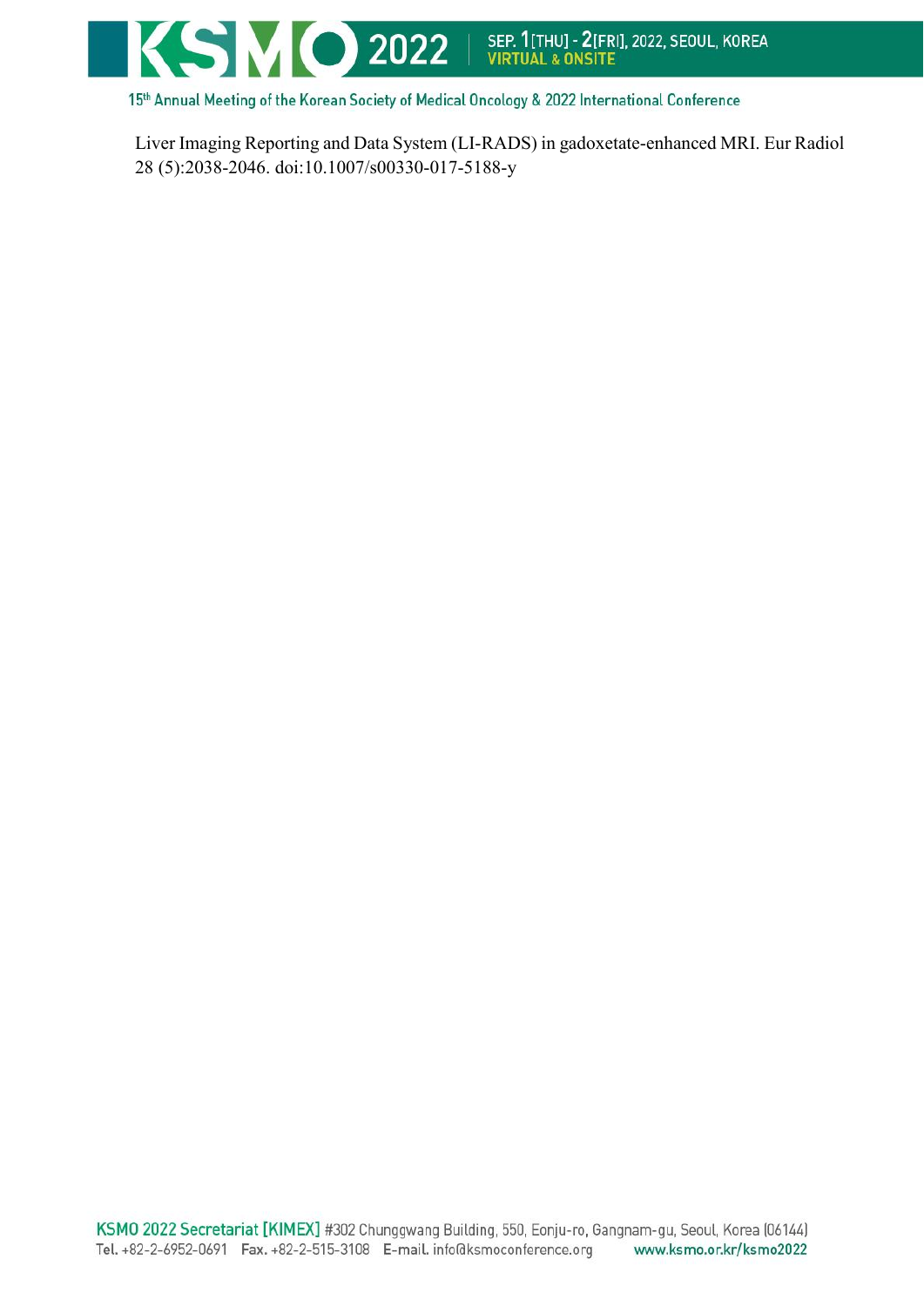Liver Imaging Reporting and Data System (LI-RADS) in gadoxetate-enhanced MRI. Eur Radiol 28 (5):2038-2046. doi:10.1007/s00330-017-5188-y